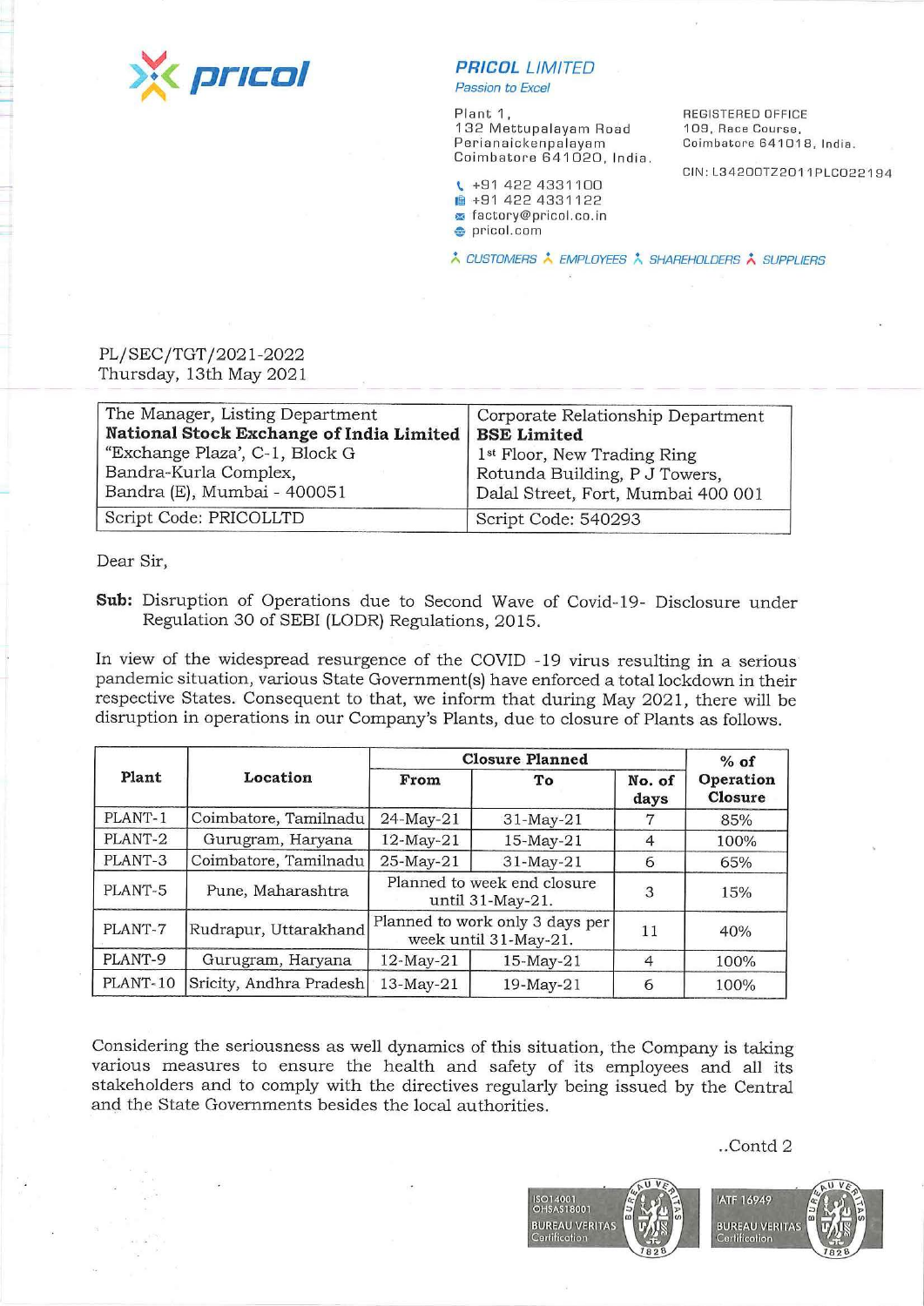**PRICOL** *LIMITED*
*Passion to Excel*

Plant 1,
132 Mettupalayam Road
Perianaickenpalayam
Coimbatore 641020, India.

+91 422 4331100
+91 422 4331122
factory@pricol.co.in
pricol.com

REGISTERED OFFICE
109, Race Course,
Coimbatore 641018, India.

CIN: L34200TZ2011PLC022194

*CUSTOMERS EMPLOYEES SHAREHOLDERS SUPPLIERS*

PL/SEC/TGT/2021-2022
Thursday, 13th May 2021

| The Manager, Listing Department<br>**National Stock Exchange of India Limited**<br>"Exchange Plaza', C-1, Block G<br>Bandra-Kurla Complex,<br>Bandra (E), Mumbai - 400051 | Corporate Relationship Department<br>**BSE Limited**<br>1st Floor, New Trading Ring<br>Rotunda Building, P J Towers,<br>Dalal Street, Fort, Mumbai 400 001 |
|---|---|
| Script Code: PRICOLLTD | Script Code: 540293 |

Dear Sir,

**Sub:** Disruption of Operations due to Second Wave of Covid-19- Disclosure under Regulation 30 of SEBI (LODR) Regulations, 2015.

In view of the widespread resurgence of the COVID -19 virus resulting in a serious pandemic situation, various State Government(s) have enforced a total lockdown in their respective States. Consequent to that, we inform that during May 2021, there will be disruption in operations in our Company's Plants, due to closure of Plants as follows.

| Plant | Location | Closure Planned | | | % of Operation Closure |
|---|---|---|---|---|---|
| | | From | To | No. of days | |
| PLANT-1 | Coimbatore, Tamilnadu | 24-May-21 | 31-May-21 | 7 | 85% |
| PLANT-2 | Gurugram, Haryana | 12-May-21 | 15-May-21 | 4 | 100% |
| PLANT-3 | Coimbatore, Tamilnadu | 25-May-21 | 31-May-21 | 6 | 65% |
| PLANT-5 | Pune, Maharashtra | Planned to week end closure until 31-May-21. | | 3 | 15% |
| PLANT-7 | Rudrapur, Uttarakhand | Planned to work only 3 days per week until 31-May-21. | | 11 | 40% |
| PLANT-9 | Gurugram, Haryana | 12-May-21 | 15-May-21 | 4 | 100% |
| PLANT-10 | Sricity, Andhra Pradesh | 13-May-21 | 19-May-21 | 6 | 100% |

Considering the seriousness as well dynamics of this situation, the Company is taking various measures to ensure the health and safety of its employees and all its stakeholders and to comply with the directives regularly being issued by the Central and the State Governments besides the local authorities.

..Contd 2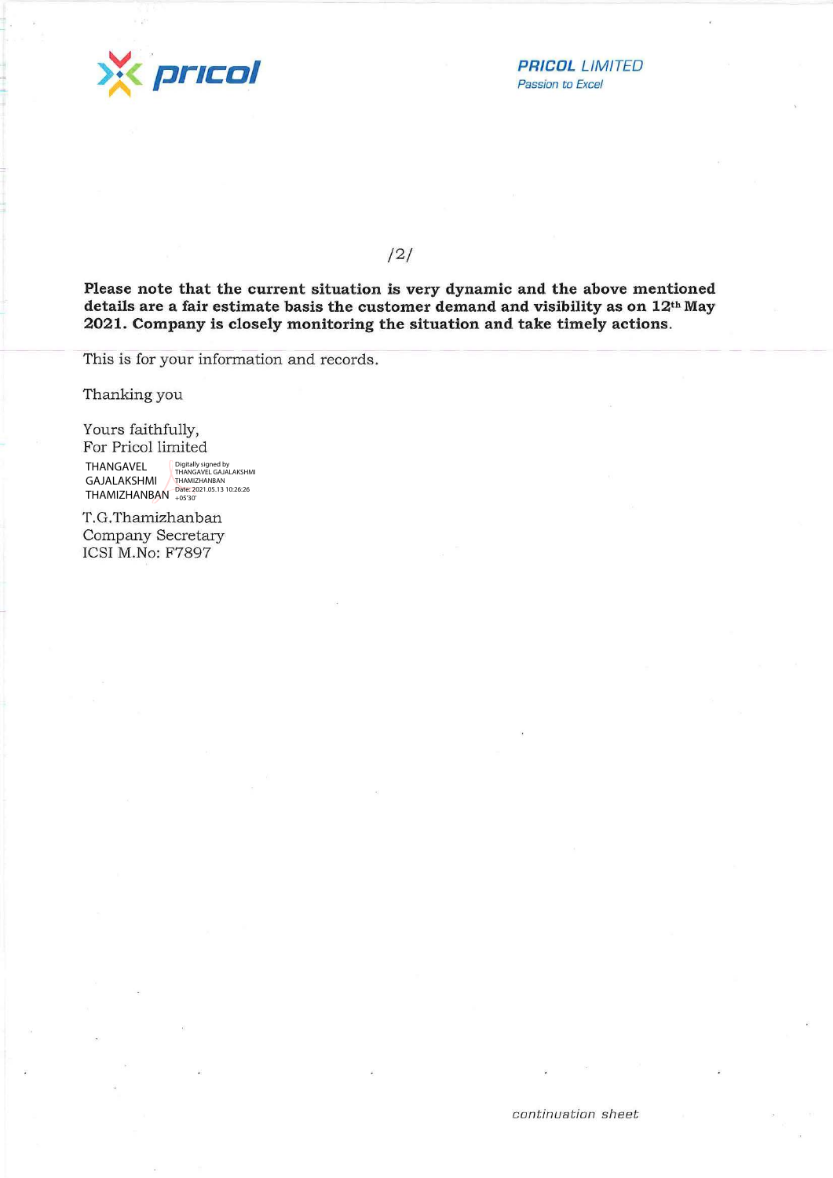**Please note that the current situation is very dynamic and the above mentioned details are a fair estimate basis the customer demand and visibility as on 12th May 2021. Company is closely monitoring the situation and take timely actions.**

This is for your information and records.

Thanking you

Yours faithfully,
For Pricol limited

THANGAVEL GAJALAKSHMI THAMIZHANBAN
Digitally signed by THANGAVEL GAJALAKSHMI THAMIZHANBAN
Date: 2021.05.13 10:26:26 +05'30'

T.G.Thamizhanban
Company Secretary
ICSI M.No: F7897